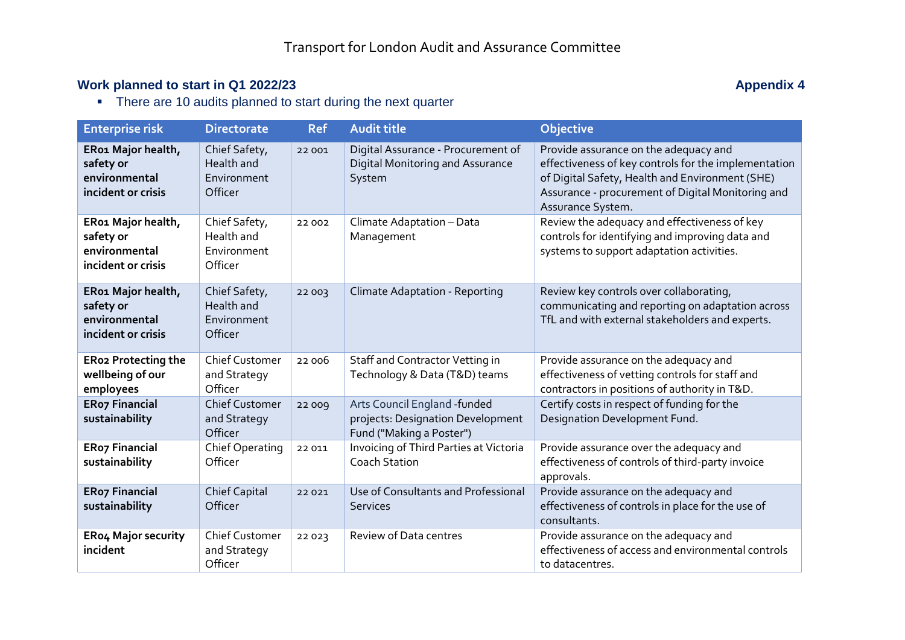# Transport for London Audit and Assurance Committee

## Work planned to start in Q1 2022/23

**Appendix 4**

- There are 10 audits planned to start during the next quarter

| Enterprise risk | Directorate | Ref | Audit title | Objective |
|---|---|---|---|---|
| **ER01 Major health, safety or environmental incident or crisis** | Chief Safety, Health and Environment Officer | 22 001 | Digital Assurance - Procurement of Digital Monitoring and Assurance System | Provide assurance on the adequacy and effectiveness of key controls for the implementation of Digital Safety, Health and Environment (SHE) Assurance - procurement of Digital Monitoring and Assurance System. |
| **ER01 Major health, safety or environmental incident or crisis** | Chief Safety, Health and Environment Officer | 22 002 | Climate Adaptation – Data Management | Review the adequacy and effectiveness of key controls for identifying and improving data and systems to support adaptation activities. |
| **ER01 Major health, safety or environmental incident or crisis** | Chief Safety, Health and Environment Officer | 22 003 | Climate Adaptation - Reporting | Review key controls over collaborating, communicating and reporting on adaptation across TfL and with external stakeholders and experts. |
| **ER02 Protecting the wellbeing of our employees** | Chief Customer and Strategy Officer | 22 006 | Staff and Contractor Vetting in Technology & Data (T&D) teams | Provide assurance on the adequacy and effectiveness of vetting controls for staff and contractors in positions of authority in T&D. |
| **ER07 Financial sustainability** | Chief Customer and Strategy Officer | 22 009 | Arts Council England -funded projects: Designation Development Fund ("Making a Poster") | Certify costs in respect of funding for the Designation Development Fund. |
| **ER07 Financial sustainability** | Chief Operating Officer | 22 011 | Invoicing of Third Parties at Victoria Coach Station | Provide assurance over the adequacy and effectiveness of controls of third-party invoice approvals. |
| **ER07 Financial sustainability** | Chief Capital Officer | 22 021 | Use of Consultants and Professional Services | Provide assurance on the adequacy and effectiveness of controls in place for the use of consultants. |
| **ER04 Major security incident** | Chief Customer and Strategy Officer | 22 023 | Review of Data centres | Provide assurance on the adequacy and effectiveness of access and environmental controls to datacentres. |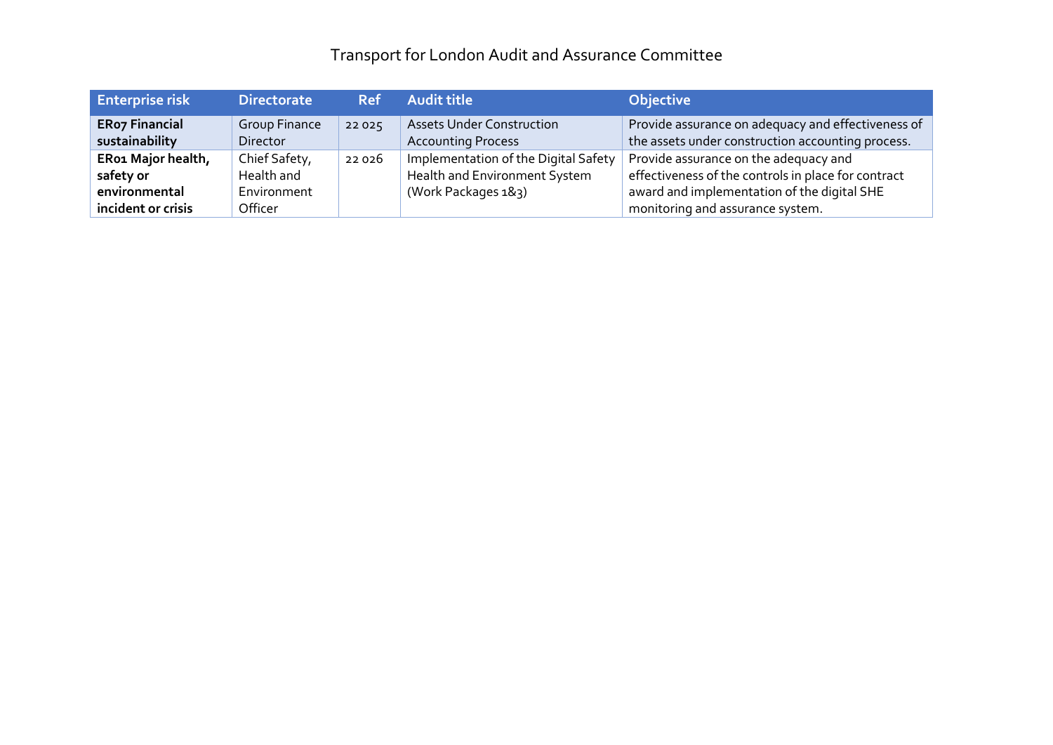Transport for London Audit and Assurance Committee

| Enterprise risk | Directorate | Ref | Audit title | Objective |
| --- | --- | --- | --- | --- |
| **ER07 Financial sustainability** | Group Finance Director | 22 025 | Assets Under Construction Accounting Process | Provide assurance on adequacy and effectiveness of the assets under construction accounting process. |
| **ER01 Major health, safety or environmental incident or crisis** | Chief Safety, Health and Environment Officer | 22 026 | Implementation of the Digital Safety Health and Environment System (Work Packages 1&3) | Provide assurance on the adequacy and effectiveness of the controls in place for contract award and implementation of the digital SHE monitoring and assurance system. |